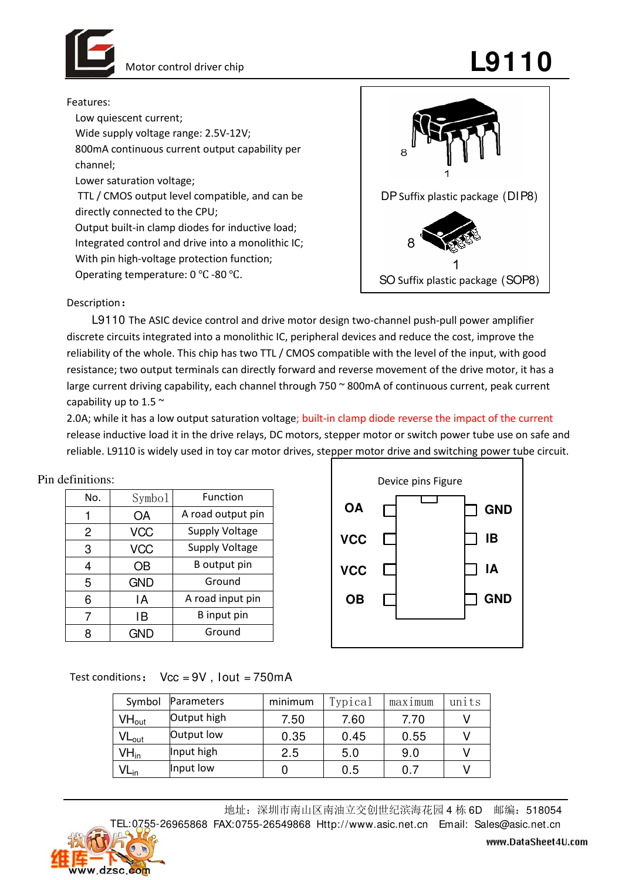# L9110

Motor control driver chip

Features:

- Low quiescent current;
- Wide supply voltage range: 2.5V-12V;
- 800mA continuous current output capability per channel;
- Lower saturation voltage;
- TTL / CMOS output level compatible, and can be directly connected to the CPU;
- Output built-in clamp diodes for inductive load;
- Integrated control and drive into a monolithic IC;
- With pin high-voltage protection function;
- Operating temperature: 0 ℃ -80 ℃.

DP Suffix plastic package（DIP8）

SO Suffix plastic package（SOP8）

Description：

L9110 The ASIC device control and drive motor design two-channel push-pull power amplifier discrete circuits integrated into a monolithic IC, peripheral devices and reduce the cost, improve the reliability of the whole. This chip has two TTL / CMOS compatible with the level of the input, with good resistance; two output terminals can directly forward and reverse movement of the drive motor, it has a large current driving capability, each channel through 750 ~ 800mA of continuous current, peak current capability up to 1.5 ~ 2.0A; while it has a low output saturation voltage; built-in clamp diode reverse the impact of the current release inductive load it in the drive relays, DC motors, stepper motor or switch power tube use on safe and reliable. L9110 is widely used in toy car motor drives, stepper motor drive and switching power tube circuit.

Pin definitions:

| No. | Symbol | Function |
|---|---|---|
| 1 | OA | A road output pin |
| 2 | VCC | Supply Voltage |
| 3 | VCC | Supply Voltage |
| 4 | OB | B output pin |
| 5 | GND | Ground |
| 6 | IA | A road input pin |
| 7 | IB | B input pin |
| 8 | GND | Ground |

Device pins Figure

| Left | Right |
|---|---|
| OA | GND |
| VCC | IB |
| VCC | IA |
| OB | GND |

Test conditions： Vcc = 9V , Iout = 750mA

| Symbol | Parameters | minimum | Typical | maximum | units |
|---|---|---|---|---|---|
| $VH_{out}$ | Output high | 7.50 | 7.60 | 7.70 | V |
| $VL_{out}$ | Output low | 0.35 | 0.45 | 0.55 | V |
| $VH_{in}$ | Input high | 2.5 | 5.0 | 9.0 | V |
| $VL_{in}$ | Input low | 0 | 0.5 | 0.7 | V |

地址：深圳市南山区南油立交创世纪滨海花园 4 栋 6D 邮编：518054

TEL:0755-26965868 FAX:0755-26549868 Http://www.asic.net.cn Email: Sales@asic.net.cn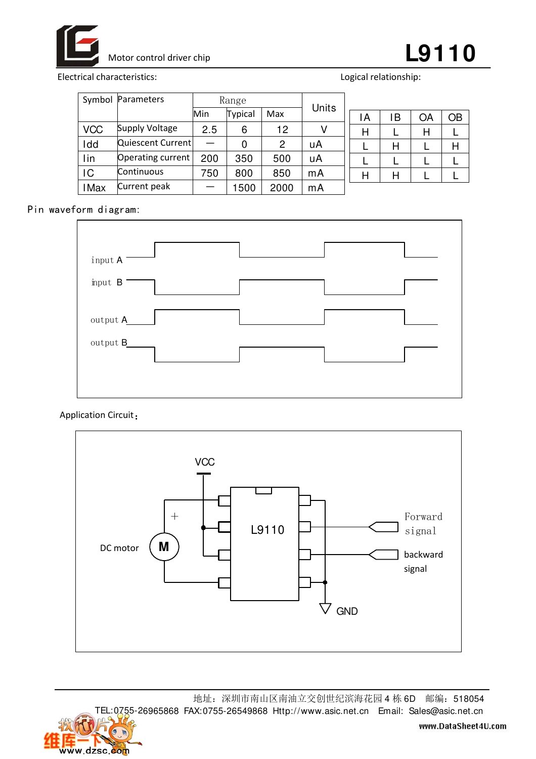# L9110

Motor control driver chip

Electrical characteristics:

| Symbol | Parameters | Range | | | Units |
|---|---|---|---|---|---|
| | | Min | Typical | Max | |
| VCC | Supply Voltage | 2.5 | 6 | 12 | V |
| Idd | Quiescent Current | — | 0 | 2 | uA |
| Iin | Operating current | 200 | 350 | 500 | uA |
| IC | Continuous | 750 | 800 | 850 | mA |
| IMax | Current peak | — | 1500 | 2000 | mA |

Logical relationship:

| IA | IB | OA | OB |
|---|---|---|---|
| H | L | H | L |
| L | H | L | H |
| L | L | L | L |
| H | H | L | L |

Pin waveform diagram:

input A

input B

output A

output B

Application Circuit：

VCC

L9110

DC motor

M

+

Forward signal

backward signal

GND

地址：深圳市南山区南油立交创世纪滨海花园 4 栋 6D　邮编：518054

TEL:0755-26965868 FAX:0755-26549868 Http://www.asic.net.cn Email: Sales@asic.net.cn